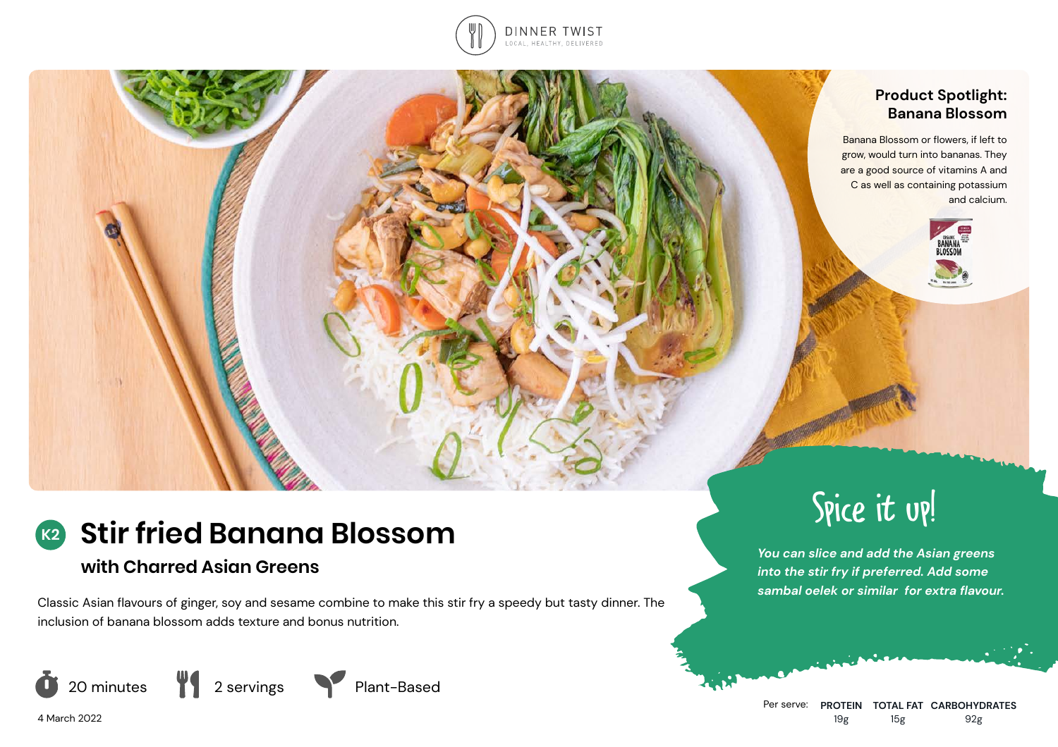DINNER TWIST
LOCAL, HEALTHY, DELIVERED

## Product Spotlight: Banana Blossom

Banana Blossom or flowers, if left to grow, would turn into bananas. They are a good source of vitamins A and C as well as containing potassium and calcium.

# K2 Stir fried Banana Blossom

## with Charred Asian Greens

Classic Asian flavours of ginger, soy and sesame combine to make this stir fry a speedy but tasty dinner. The inclusion of banana blossom adds texture and bonus nutrition.

20 minutes | 2 servings | Plant-Based

4 March 2022

## Spice it up!

*You can slice and add the Asian greens into the stir fry if preferred. Add some sambal oelek or similar for extra flavour.*

| Per serve: | PROTEIN | TOTAL FAT | CARBOHYDRATES |
|---|---|---|---|
| | 19g | 15g | 92g |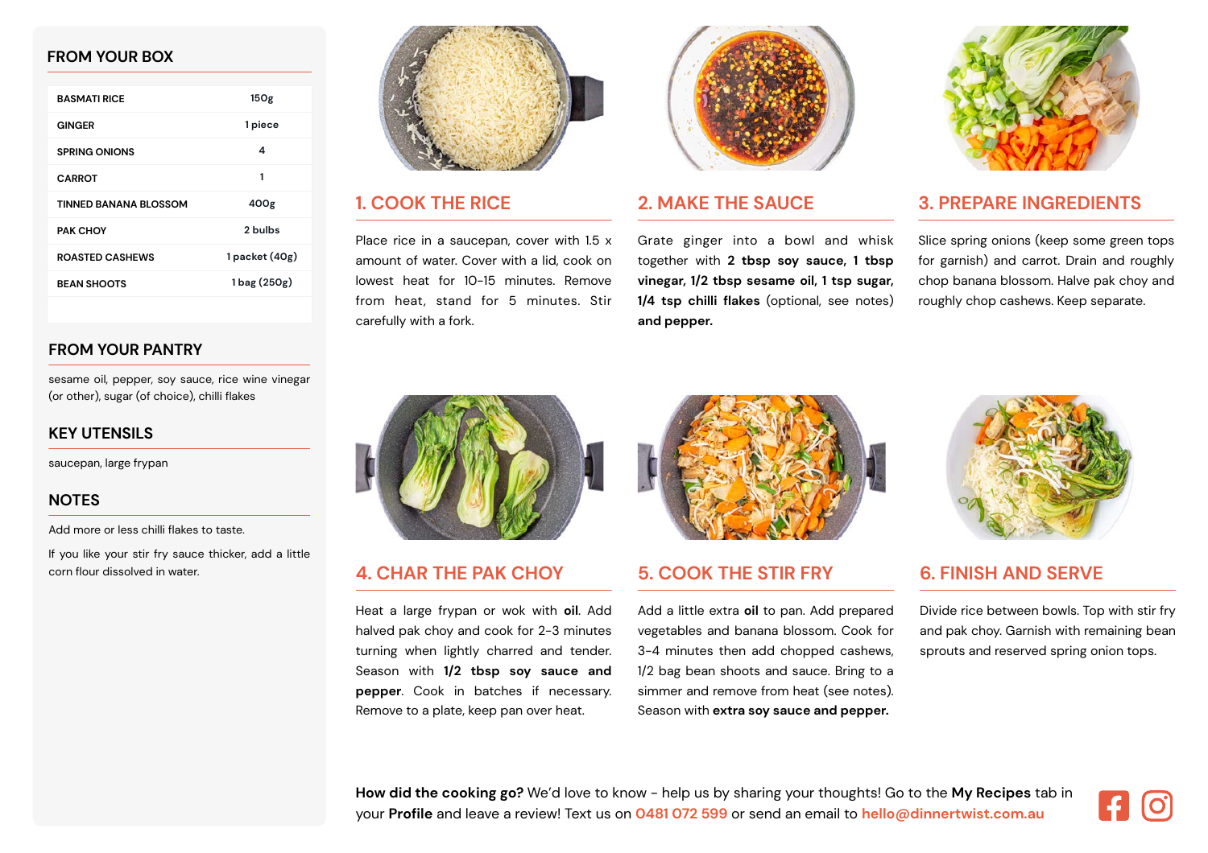## FROM YOUR BOX

| | |
|---|---|
| BASMATI RICE | 150g |
| GINGER | 1 piece |
| SPRING ONIONS | 4 |
| CARROT | 1 |
| TINNED BANANA BLOSSOM | 400g |
| PAK CHOY | 2 bulbs |
| ROASTED CASHEWS | 1 packet (40g) |
| BEAN SHOOTS | 1 bag (250g) |

## FROM YOUR PANTRY

sesame oil, pepper, soy sauce, rice wine vinegar (or other), sugar (of choice), chilli flakes

## KEY UTENSILS

saucepan, large frypan

## NOTES

Add more or less chilli flakes to taste.

If you like your stir fry sauce thicker, add a little corn flour dissolved in water.

## 1. COOK THE RICE

Place rice in a saucepan, cover with 1.5 x amount of water. Cover with a lid, cook on lowest heat for 10-15 minutes. Remove from heat, stand for 5 minutes. Stir carefully with a fork.

## 2. MAKE THE SAUCE

Grate ginger into a bowl and whisk together with **2 tbsp soy sauce, 1 tbsp vinegar, 1/2 tbsp sesame oil, 1 tsp sugar, 1/4 tsp chilli flakes** (optional, see notes) **and pepper.**

## 3. PREPARE INGREDIENTS

Slice spring onions (keep some green tops for garnish) and carrot. Drain and roughly chop banana blossom. Halve pak choy and roughly chop cashews. Keep separate.

## 4. CHAR THE PAK CHOY

Heat a large frypan or wok with **oil**. Add halved pak choy and cook for 2-3 minutes turning when lightly charred and tender. Season with **1/2 tbsp soy sauce and pepper**. Cook in batches if necessary. Remove to a plate, keep pan over heat.

## 5. COOK THE STIR FRY

Add a little extra **oil** to pan. Add prepared vegetables and banana blossom. Cook for 3-4 minutes then add chopped cashews, 1/2 bag bean shoots and sauce. Bring to a simmer and remove from heat (see notes). Season with **extra soy sauce and pepper.**

## 6. FINISH AND SERVE

Divide rice between bowls. Top with stir fry and pak choy. Garnish with remaining bean sprouts and reserved spring onion tops.

**How did the cooking go?** We'd love to know - help us by sharing your thoughts! Go to the **My Recipes** tab in your **Profile** and leave a review! Text us on 0481 072 599 or send an email to hello@dinnertwist.com.au